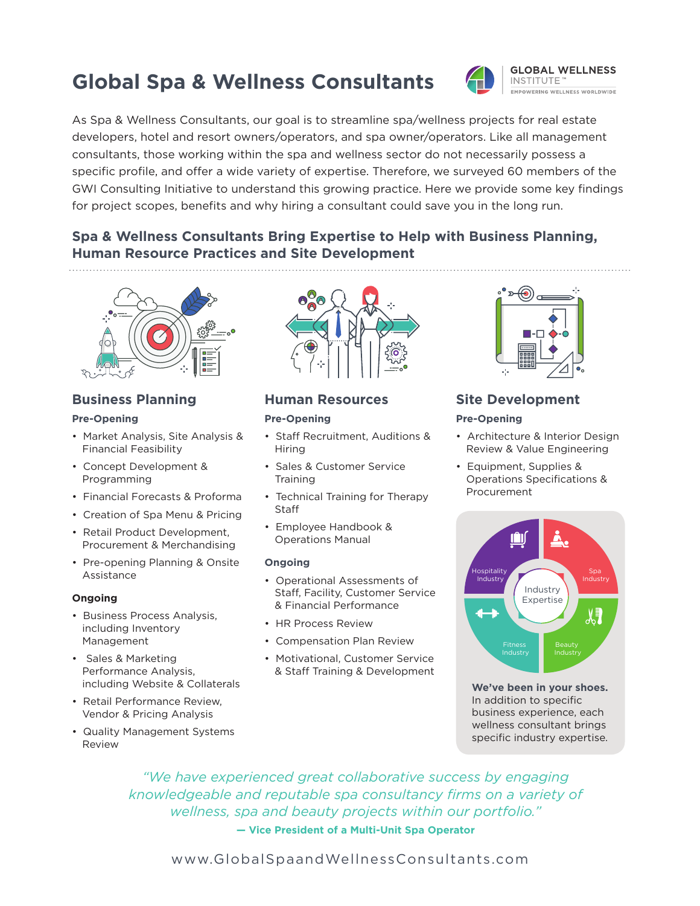# Global Spa & Wellness Consultants

GLOBAL WELLNESS INSTITUTE™
EMPOWERING WELLNESS WORLDWIDE

As Spa & Wellness Consultants, our goal is to streamline spa/wellness projects for real estate developers, hotel and resort owners/operators, and spa owner/operators. Like all management consultants, those working within the spa and wellness sector do not necessarily possess a specific profile, and offer a wide variety of expertise. Therefore, we surveyed 60 members of the GWI Consulting Initiative to understand this growing practice. Here we provide some key findings for project scopes, benefits and why hiring a consultant could save you in the long run.

## Spa & Wellness Consultants Bring Expertise to Help with Business Planning, Human Resource Practices and Site Development

### Business Planning

**Pre-Opening**

- Market Analysis, Site Analysis & Financial Feasibility
- Concept Development & Programming
- Financial Forecasts & Proforma
- Creation of Spa Menu & Pricing
- Retail Product Development, Procurement & Merchandising
- Pre-opening Planning & Onsite Assistance

**Ongoing**

- Business Process Analysis, including Inventory Management
- Sales & Marketing Performance Analysis, including Website & Collaterals
- Retail Performance Review, Vendor & Pricing Analysis
- Quality Management Systems Review

### Human Resources

**Pre-Opening**

- Staff Recruitment, Auditions & Hiring
- Sales & Customer Service Training
- Technical Training for Therapy Staff
- Employee Handbook & Operations Manual

**Ongoing**

- Operational Assessments of Staff, Facility, Customer Service & Financial Performance
- HR Process Review
- Compensation Plan Review
- Motivational, Customer Service & Staff Training & Development

### Site Development

**Pre-Opening**

- Architecture & Interior Design Review & Value Engineering
- Equipment, Supplies & Operations Specifications & Procurement

Industry Expertise: Hospitality Industry, Spa Industry, Fitness Industry, Beauty Industry

**We've been in your shoes.** In addition to specific business experience, each wellness consultant brings specific industry expertise.

*"We have experienced great collaborative success by engaging knowledgeable and reputable spa consultancy firms on a variety of wellness, spa and beauty projects within our portfolio."*

**— Vice President of a Multi-Unit Spa Operator**

www.GlobalSpaandWellnessConsultants.com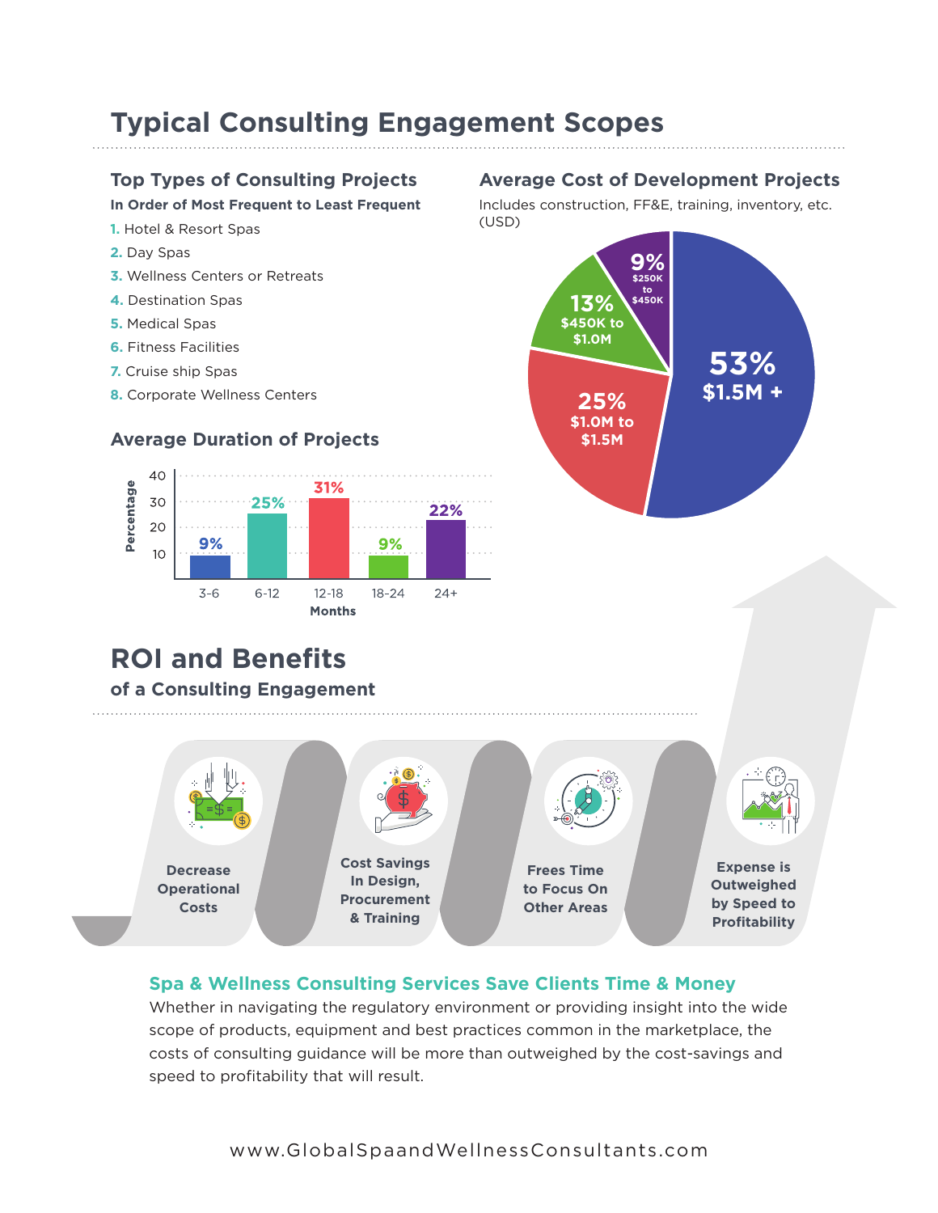# Typical Consulting Engagement Scopes

## Top Types of Consulting Projects

**In Order of Most Frequent to Least Frequent**

1. Hotel & Resort Spas
2. Day Spas
3. Wellness Centers or Retreats
4. Destination Spas
5. Medical Spas
6. Fitness Facilities
7. Cruise ship Spas
8. Corporate Wellness Centers

## Average Duration of Projects

Percentage

40
30
20
10

9%
25%
31%
9%
22%

3-6
6-12
12-18
18-24
24+

Months

## Average Cost of Development Projects

Includes construction, FF&E, training, inventory, etc. (USD)

53% $1.5M +

25% $1.0M to $1.5M

13% $450K to $1.0M

9% $250K to $450K

# ROI and Benefits

## of a Consulting Engagement

Decrease Operational Costs

Cost Savings In Design, Procurement & Training

Frees Time to Focus On Other Areas

Expense is Outweighed by Speed to Profitability

### Spa & Wellness Consulting Services Save Clients Time & Money

Whether in navigating the regulatory environment or providing insight into the wide scope of products, equipment and best practices common in the marketplace, the costs of consulting guidance will be more than outweighed by the cost-savings and speed to profitability that will result.

www.GlobalSpaandWellnessConsultants.com